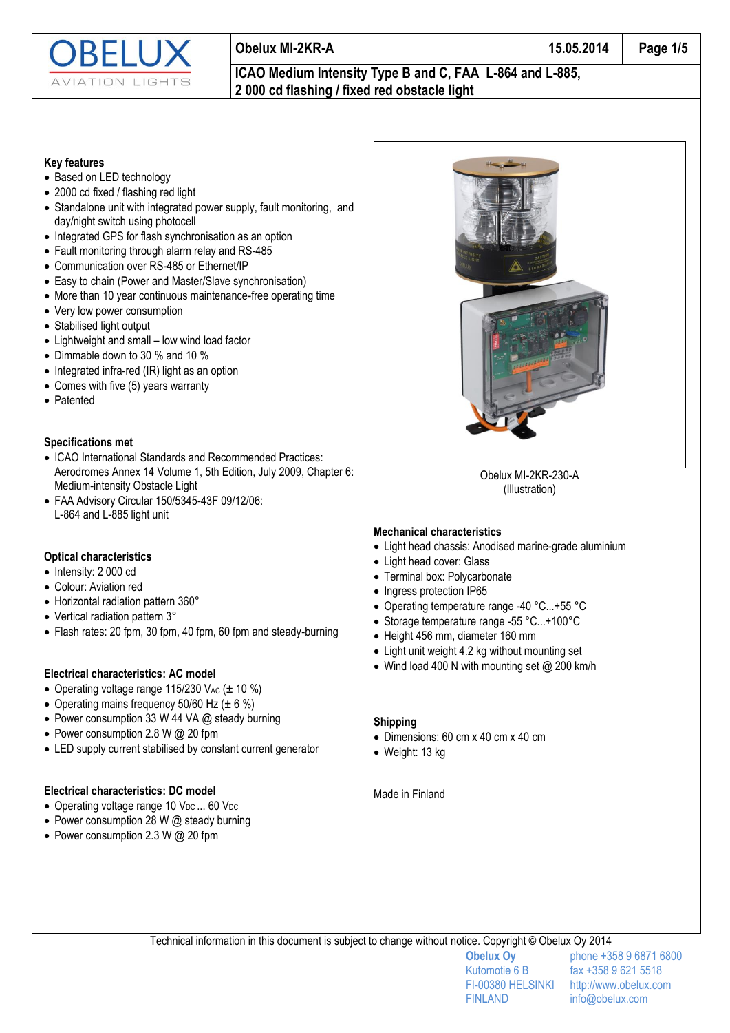# Obelux MI-2KR-A

## ICAO Medium Intensity Type B and C, FAA L-864 and L-885, 2 000 cd flashing / fixed red obstacle light

### Key features

- Based on LED technology
- 2000 cd fixed / flashing red light
- Standalone unit with integrated power supply, fault monitoring, and day/night switch using photocell
- Integrated GPS for flash synchronisation as an option
- Fault monitoring through alarm relay and RS-485
- Communication over RS-485 or Ethernet/IP
- Easy to chain (Power and Master/Slave synchronisation)
- More than 10 year continuous maintenance-free operating time
- Very low power consumption
- Stabilised light output
- Lightweight and small – low wind load factor
- Dimmable down to 30 % and 10 %
- Integrated infra-red (IR) light as an option
- Comes with five (5) years warranty
- Patented

### Specifications met

- ICAO International Standards and Recommended Practices: Aerodromes Annex 14 Volume 1, 5th Edition, July 2009, Chapter 6: Medium-intensity Obstacle Light
- FAA Advisory Circular 150/5345-43F 09/12/06: L-864 and L-885 light unit

### Optical characteristics

- Intensity: 2 000 cd
- Colour: Aviation red
- Horizontal radiation pattern 360°
- Vertical radiation pattern 3°
- Flash rates: 20 fpm, 30 fpm, 40 fpm, 60 fpm and steady-burning

### Electrical characteristics: AC model

- Operating voltage range 115/230 $V_{AC}$ (± 10 %)
- Operating mains frequency 50/60 Hz (± 6 %)
- Power consumption 33 W 44 VA @ steady burning
- Power consumption 2.8 W @ 20 fpm
- LED supply current stabilised by constant current generator

### Electrical characteristics: DC model

- Operating voltage range 10 $V_{DC}$ ... 60 $V_{DC}$
- Power consumption 28 W @ steady burning
- Power consumption 2.3 W @ 20 fpm

Obelux MI-2KR-230-A
(Illustration)

### Mechanical characteristics

- Light head chassis: Anodised marine-grade aluminium
- Light head cover: Glass
- Terminal box: Polycarbonate
- Ingress protection IP65
- Operating temperature range -40 °C...+55 °C
- Storage temperature range -55 °C...+100°C
- Height 456 mm, diameter 160 mm
- Light unit weight 4.2 kg without mounting set
- Wind load 400 N with mounting set @ 200 km/h

### Shipping

- Dimensions: 60 cm x 40 cm x 40 cm
- Weight: 13 kg

Made in Finland

Technical information in this document is subject to change without notice. Copyright © Obelux Oy 2014

**Obelux Oy**
Kutomotie 6 B
FI-00380 HELSINKI
FINLAND

phone +358 9 6871 6800
fax +358 9 621 5518
http://www.obelux.com
info@obelux.com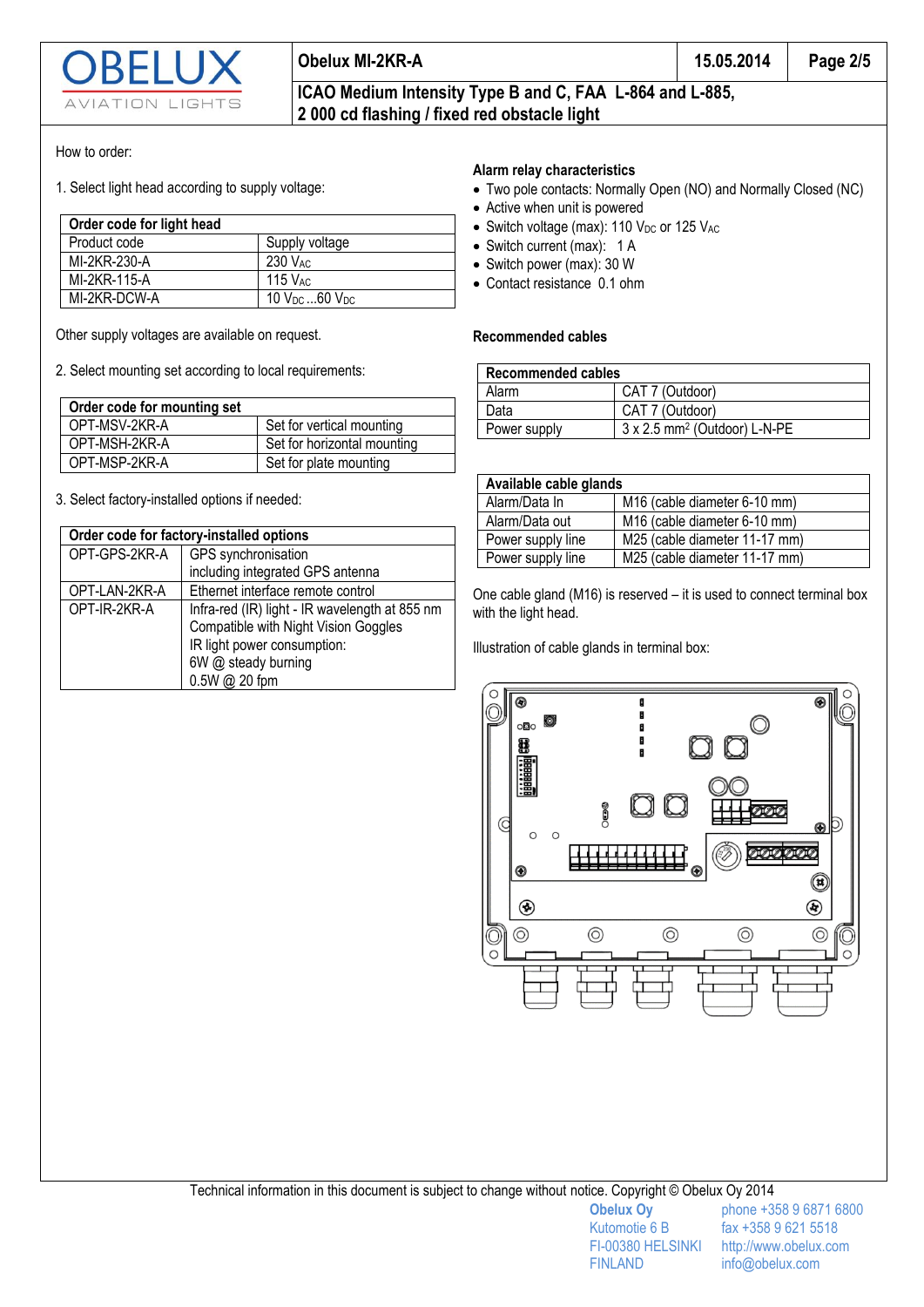How to order:

1. Select light head according to supply voltage:

| Order code for light head | |
|---|---|
| Product code | Supply voltage |
| MI-2KR-230-A | 230 $V_{AC}$ |
| MI-2KR-115-A | 115 $V_{AC}$ |
| MI-2KR-DCW-A | 10 $V_{DC}$ ...60 $V_{DC}$ |

Other supply voltages are available on request.

2. Select mounting set according to local requirements:

| Order code for mounting set | |
|---|---|
| OPT-MSV-2KR-A | Set for vertical mounting |
| OPT-MSH-2KR-A | Set for horizontal mounting |
| OPT-MSP-2KR-A | Set for plate mounting |

3. Select factory-installed options if needed:

| Order code for factory-installed options | |
|---|---|
| OPT-GPS-2KR-A | GPS synchronisation including integrated GPS antenna |
| OPT-LAN-2KR-A | Ethernet interface remote control |
| OPT-IR-2KR-A | Infra-red (IR) light - IR wavelength at 855 nm Compatible with Night Vision Goggles IR light power consumption: 6W @ steady burning 0.5W @ 20 fpm |

**Alarm relay characteristics**

- Two pole contacts: Normally Open (NO) and Normally Closed (NC)
- Active when unit is powered
- Switch voltage (max): 110 $V_{DC}$ or 125 $V_{AC}$
- Switch current (max): 1 A
- Switch power (max): 30 W
- Contact resistance 0.1 ohm

**Recommended cables**

| Recommended cables | |
|---|---|
| Alarm | CAT 7 (Outdoor) |
| Data | CAT 7 (Outdoor) |
| Power supply | 3 x 2.5 $mm^2$ (Outdoor) L-N-PE |

| Available cable glands | |
|---|---|
| Alarm/Data In | M16 (cable diameter 6-10 mm) |
| Alarm/Data out | M16 (cable diameter 6-10 mm) |
| Power supply line | M25 (cable diameter 11-17 mm) |
| Power supply line | M25 (cable diameter 11-17 mm) |

One cable gland (M16) is reserved – it is used to connect terminal box with the light head.

Illustration of cable glands in terminal box:

Technical information in this document is subject to change without notice. Copyright © Obelux Oy 2014

**Obelux Oy**
Kutomotie 6 B
FI-00380 HELSINKI
FINLAND

phone +358 9 6871 6800
fax +358 9 621 5518
http://www.obelux.com
info@obelux.com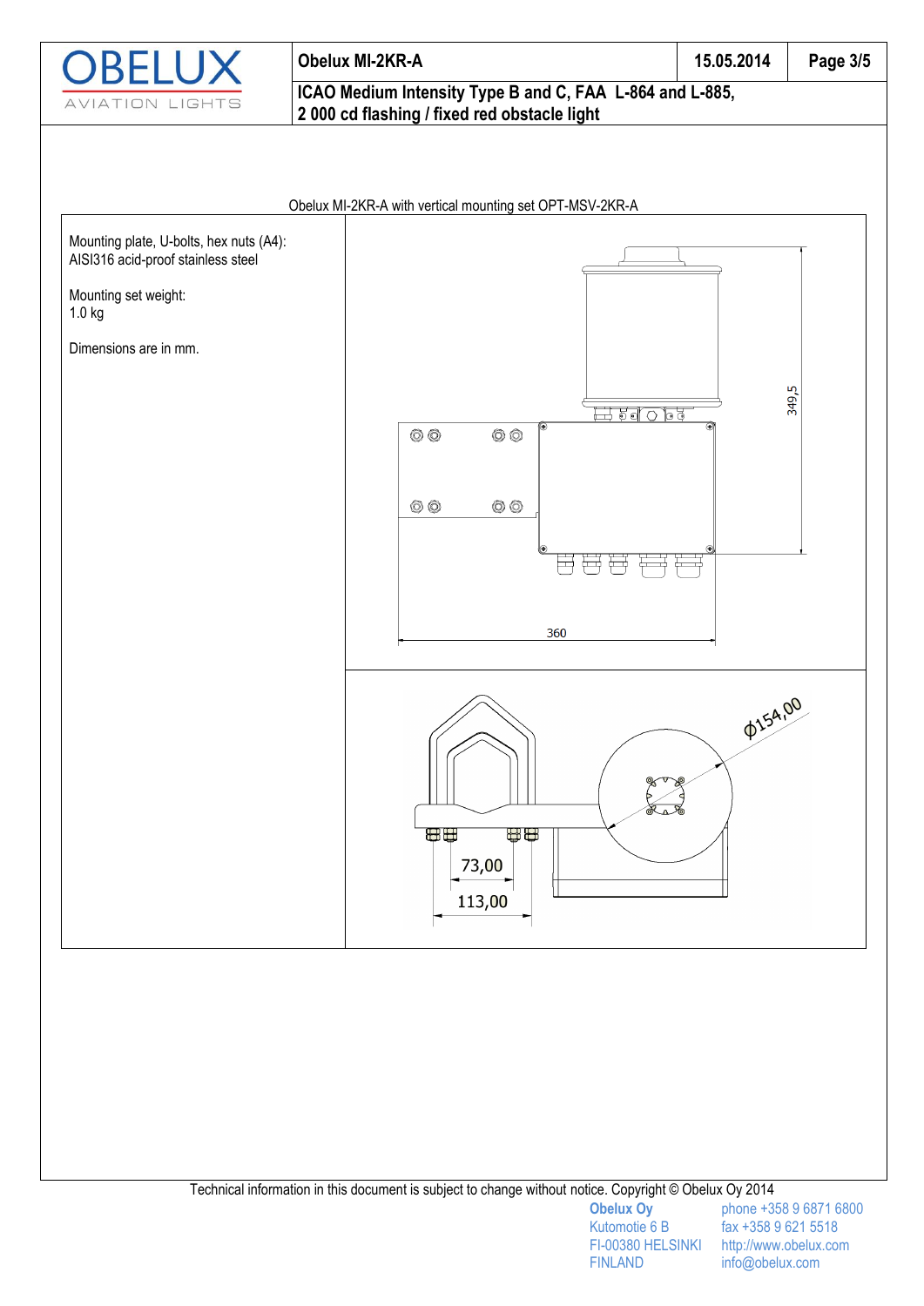Obelux MI-2KR-A with vertical mounting set OPT-MSV-2KR-A

Mounting plate, U-bolts, hex nuts (A4): AISI316 acid-proof stainless steel

Mounting set weight: 1.0 kg

Dimensions are in mm.

349,5

360

ϕ154,00

73,00

113,00

Technical information in this document is subject to change without notice. Copyright © Obelux Oy 2014

**Obelux Oy**
Kutomotie 6 B
FI-00380 HELSINKI
FINLAND

phone +358 9 6871 6800
fax +358 9 621 5518
http://www.obelux.com
info@obelux.com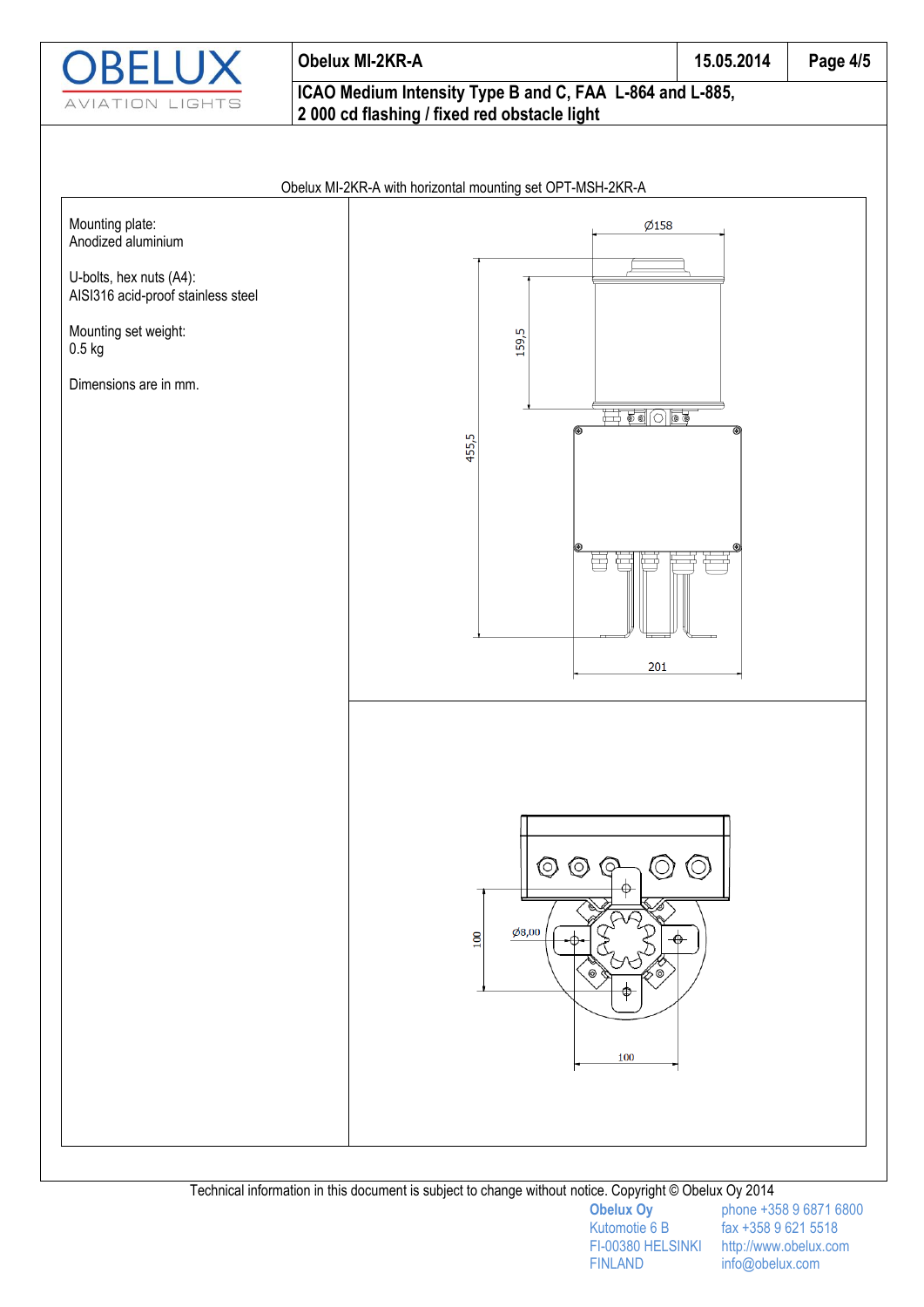Obelux MI-2KR-A with horizontal mounting set OPT-MSH-2KR-A

Mounting plate:
Anodized aluminium

U-bolts, hex nuts (A4):
AISI316 acid-proof stainless steel

Mounting set weight:
0.5 kg

Dimensions are in mm.

Ø158

159,5

455,5

201

100

Ø8,00

100

Technical information in this document is subject to change without notice. Copyright © Obelux Oy 2014

**Obelux Oy**
Kutomotie 6 B
FI-00380 HELSINKI
FINLAND

phone +358 9 6871 6800
fax +358 9 621 5518
http://www.obelux.com
info@obelux.com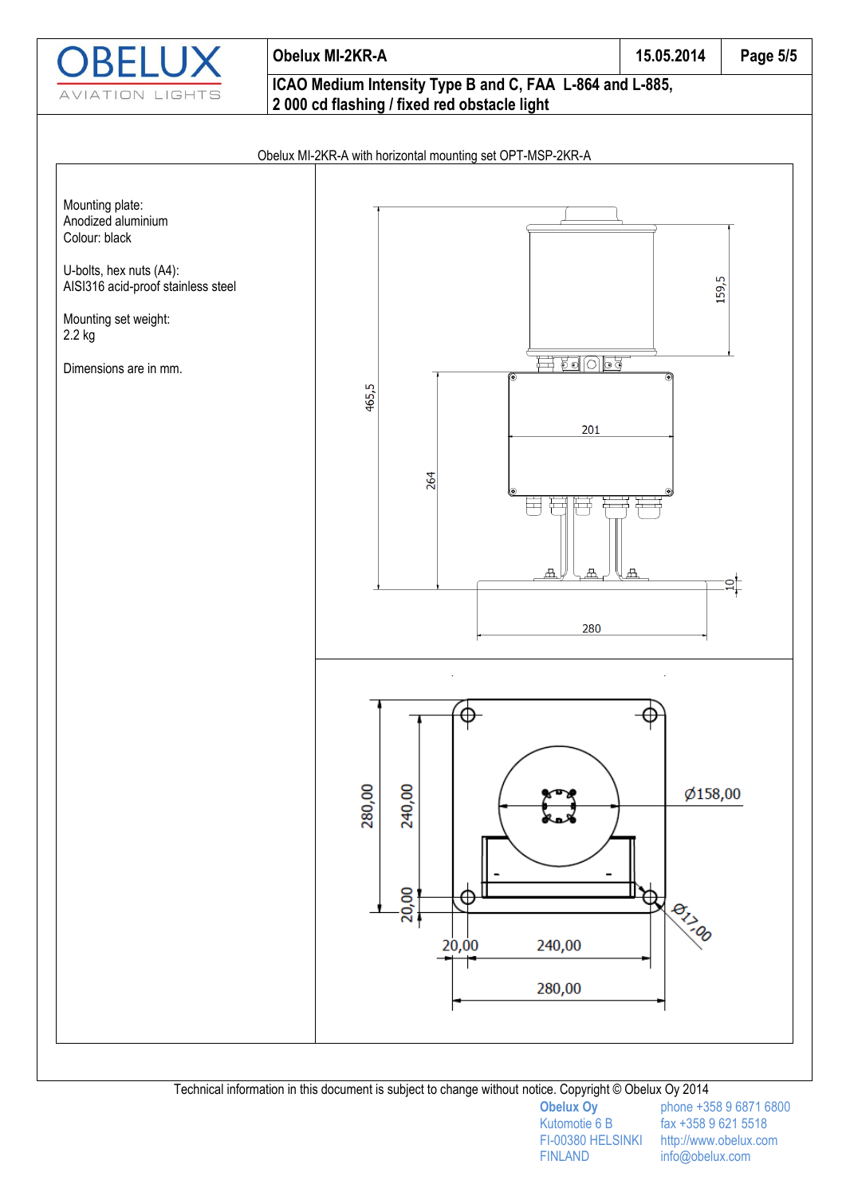Obelux MI-2KR-A with horizontal mounting set OPT-MSP-2KR-A

Mounting plate:
Anodized aluminium
Colour: black

U-bolts, hex nuts (A4):
AISI316 acid-proof stainless steel

Mounting set weight:
2.2 kg

Dimensions are in mm.

465,5
159,5
201
264
10
280

280,00
240,00
20,00
Ø158,00
Ø17,00
20,00
240,00
280,00

Technical information in this document is subject to change without notice. Copyright © Obelux Oy 2014

**Obelux Oy**
Kutomotie 6 B
FI-00380 HELSINKI
FINLAND

phone +358 9 6871 6800
fax +358 9 621 5518
http://www.obelux.com
info@obelux.com